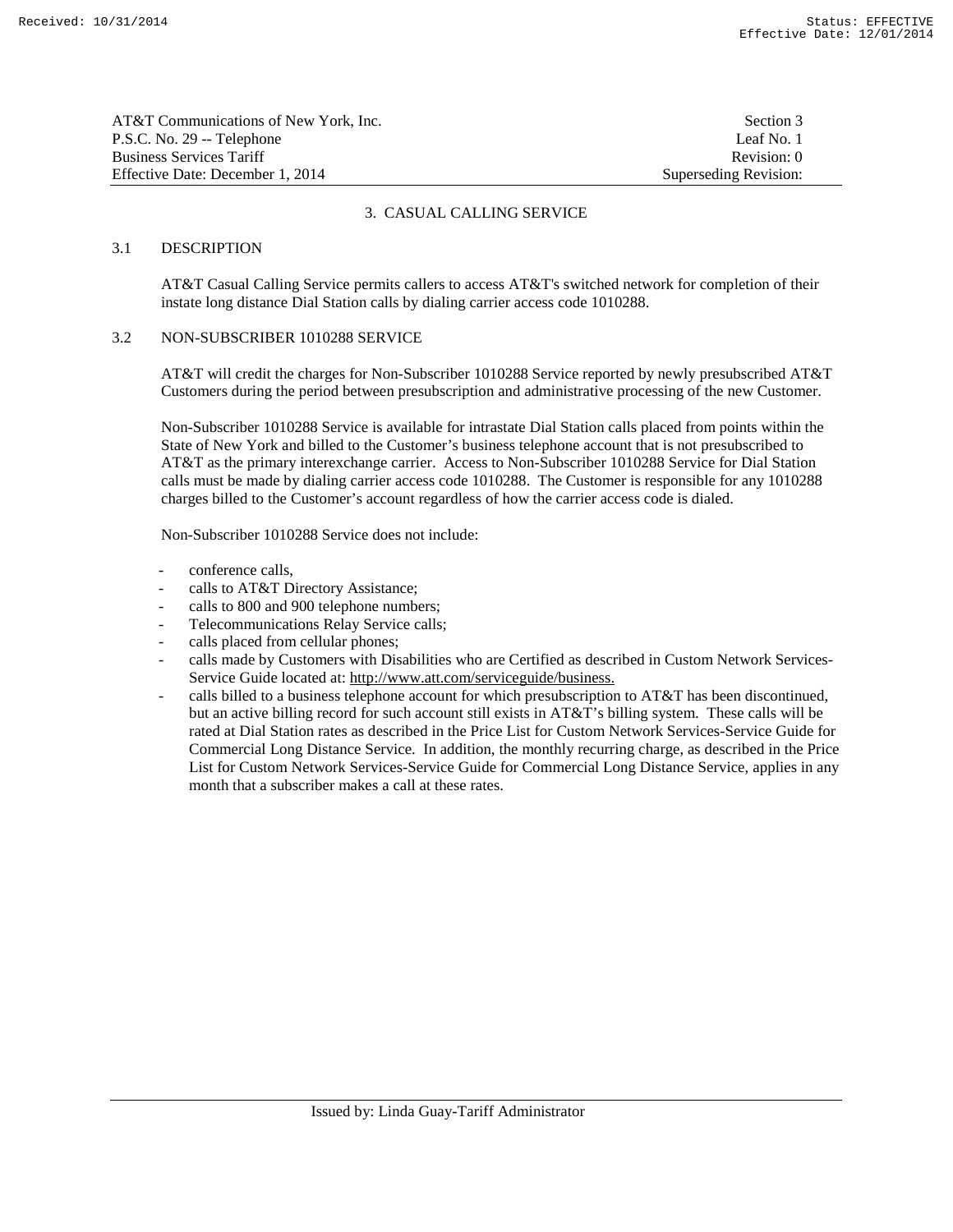# 3. CASUAL CALLING SERVICE

## 3.1 DESCRIPTION

AT&T Casual Calling Service permits callers to access AT&T's switched network for completion of their instate long distance Dial Station calls by dialing carrier access code 1010288.

## 3.2 NON-SUBSCRIBER 1010288 SERVICE

AT&T will credit the charges for Non-Subscriber 1010288 Service reported by newly presubscribed AT&T Customers during the period between presubscription and administrative processing of the new Customer.

Non-Subscriber 1010288 Service is available for intrastate Dial Station calls placed from points within the State of New York and billed to the Customer's business telephone account that is not presubscribed to AT&T as the primary interexchange carrier. Access to Non-Subscriber 1010288 Service for Dial Station calls must be made by dialing carrier access code 1010288. The Customer is responsible for any 1010288 charges billed to the Customer's account regardless of how the carrier access code is dialed.

Non-Subscriber 1010288 Service does not include:

- conference calls,
- calls to AT&T Directory Assistance;
- calls to 800 and 900 telephone numbers;
- Telecommunications Relay Service calls;
- calls placed from cellular phones;
- calls made by Customers with Disabilities who are Certified as described in Custom Network Services-Service Guide located at: http://www.att.com/serviceguide/business.
- calls billed to a business telephone account for which presubscription to AT&T has been discontinued, but an active billing record for such account still exists in AT&T's billing system. These calls will be rated at Dial Station rates as described in the Price List for Custom Network Services-Service Guide for Commercial Long Distance Service. In addition, the monthly recurring charge, as described in the Price List for Custom Network Services-Service Guide for Commercial Long Distance Service, applies in any month that a subscriber makes a call at these rates.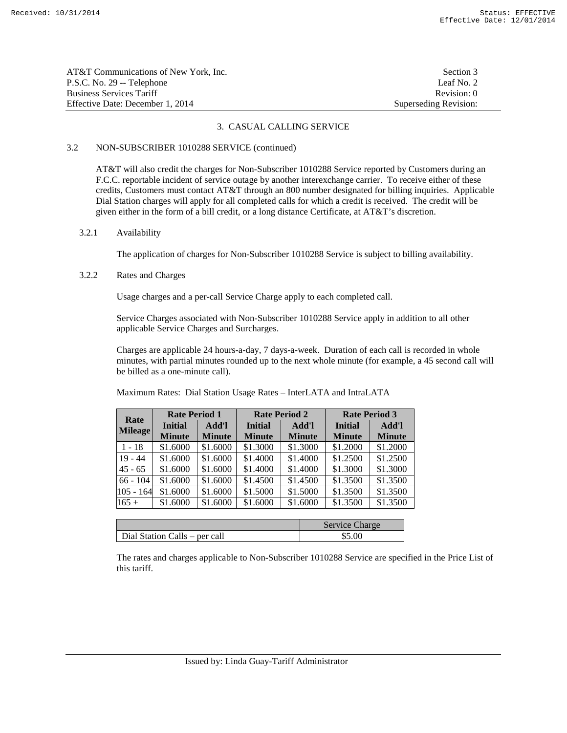AT&T Communications of New York, Inc.
P.S.C. No. 29 -- Telephone
Business Services Tariff
Effective Date: December 1, 2014

Section 3
Leaf No. 2
Revision: 0
Superseding Revision:

## 3. CASUAL CALLING SERVICE

### 3.2 NON-SUBSCRIBER 1010288 SERVICE (continued)

AT&T will also credit the charges for Non-Subscriber 1010288 Service reported by Customers during an F.C.C. reportable incident of service outage by another interexchange carrier. To receive either of these credits, Customers must contact AT&T through an 800 number designated for billing inquiries. Applicable Dial Station charges will apply for all completed calls for which a credit is received. The credit will be given either in the form of a bill credit, or a long distance Certificate, at AT&T's discretion.

#### 3.2.1 Availability

The application of charges for Non-Subscriber 1010288 Service is subject to billing availability.

#### 3.2.2 Rates and Charges

Usage charges and a per-call Service Charge apply to each completed call.

Service Charges associated with Non-Subscriber 1010288 Service apply in addition to all other applicable Service Charges and Surcharges.

Charges are applicable 24 hours-a-day, 7 days-a-week. Duration of each call is recorded in whole minutes, with partial minutes rounded up to the next whole minute (for example, a 45 second call will be billed as a one-minute call).

Maximum Rates: Dial Station Usage Rates – InterLATA and IntraLATA

| Rate Mileage | Rate Period 1 | | Rate Period 2 | | Rate Period 3 | |
|---|---|---|---|---|---|---|
| | Initial Minute | Add'l Minute | Initial Minute | Add'l Minute | Initial Minute | Add'l Minute |
| 1 - 18 | $1.6000 | $1.6000 | $1.3000 | $1.3000 | $1.2000 | $1.2000 |
| 19 - 44 | $1.6000 | $1.6000 | $1.4000 | $1.4000 | $1.2500 | $1.2500 |
| 45 - 65 | $1.6000 | $1.6000 | $1.4000 | $1.4000 | $1.3000 | $1.3000 |
| 66 - 104 | $1.6000 | $1.6000 | $1.4500 | $1.4500 | $1.3500 | $1.3500 |
| 105 - 164 | $1.6000 | $1.6000 | $1.5000 | $1.5000 | $1.3500 | $1.3500 |
| 165 + | $1.6000 | $1.6000 | $1.6000 | $1.6000 | $1.3500 | $1.3500 |

| | Service Charge |
|---|---|
| Dial Station Calls – per call | $5.00 |

The rates and charges applicable to Non-Subscriber 1010288 Service are specified in the Price List of this tariff.

Issued by: Linda Guay-Tariff Administrator